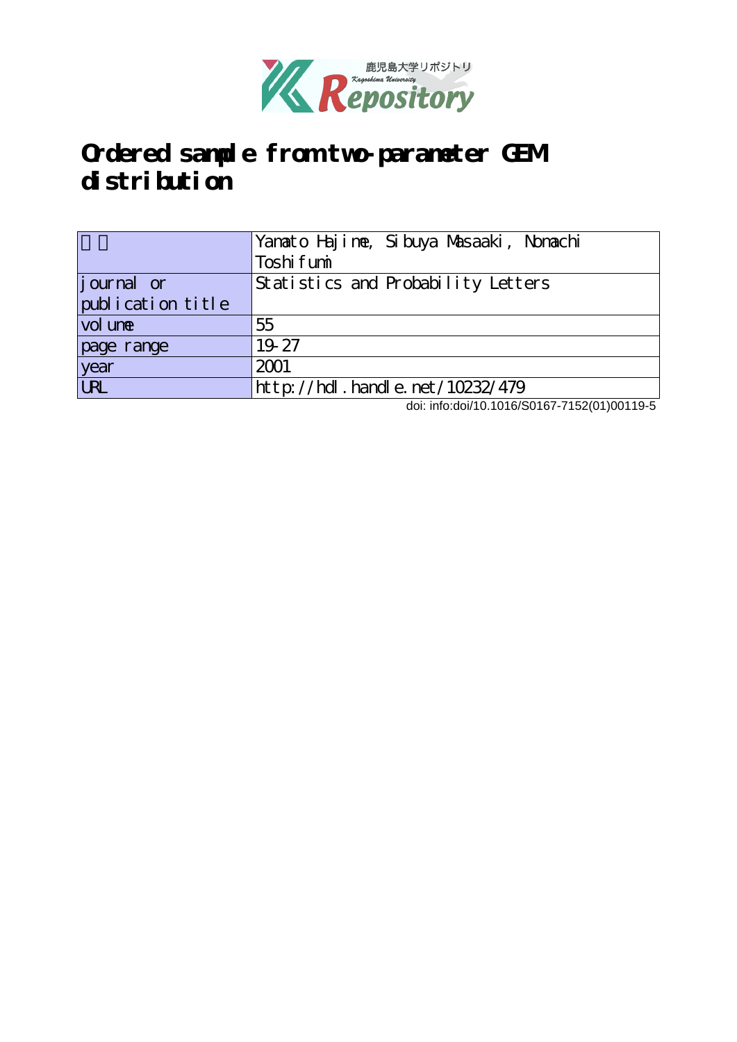# Ordered sample from two-parameter GEM distribution

| 著者 | Yamato Hajime, Sibuya Masaaki, Nomachi Toshifumi |
|---|---|
| journal or publication title | Statistics and Probability Letters |
| volume | 55 |
| page range | 19-27 |
| year | 2001 |
| URL | http://hdl.handle.net/10232/479 |

doi: info:doi/10.1016/S0167-7152(01)00119-5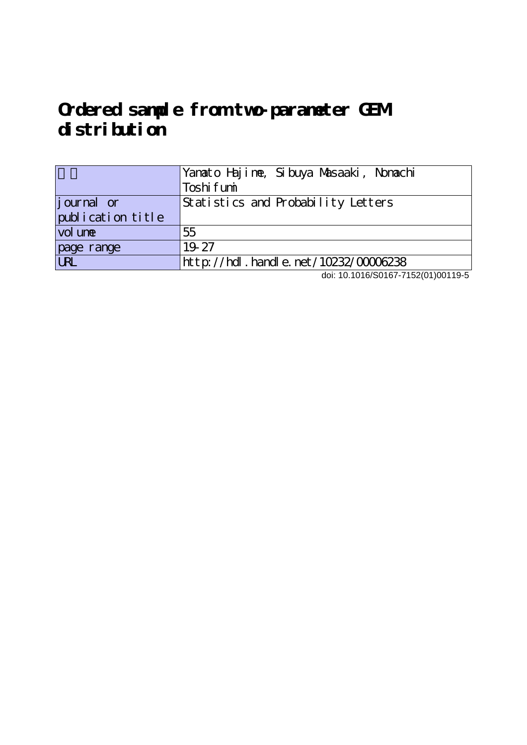# Ordered sample from two-parameter GEM distribution

| 著者 | Yamato Hajime, Sibuya Masaaki, Nomachi Toshifumi |
|---|---|
| journal or publication title | Statistics and Probability Letters |
| volume | 55 |
| page range | 19-27 |
| URL | http://hdl.handle.net/10232/00006238 |

doi: 10.1016/S0167-7152(01)00119-5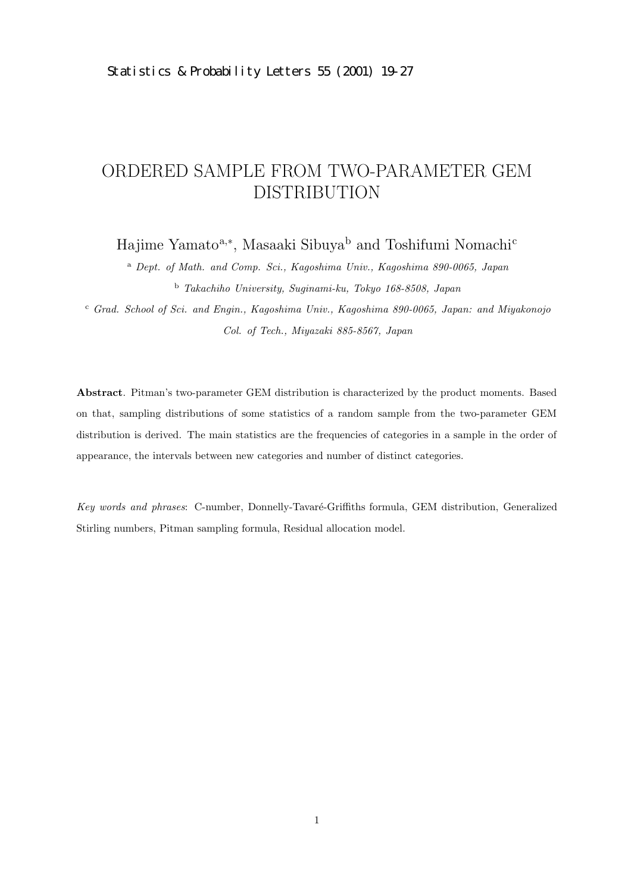Statistics & Probability Letters 55 (2001) 19-27

# ORDERED SAMPLE FROM TWO-PARAMETER GEM DISTRIBUTION

Hajime Yamato[a,*], Masaaki Sibuya[b] and Toshifumi Nomachi[c]

[a] *Dept. of Math. and Comp. Sci., Kagoshima Univ., Kagoshima 890-0065, Japan*

[b] *Takachiho University, Suginami-ku, Tokyo 168-8508, Japan*

[c] *Grad. School of Sci. and Engin., Kagoshima Univ., Kagoshima 890-0065, Japan: and Miyakonojo Col. of Tech., Miyazaki 885-8567, Japan*

**Abstract**. Pitman's two-parameter GEM distribution is characterized by the product moments. Based on that, sampling distributions of some statistics of a random sample from the two-parameter GEM distribution is derived. The main statistics are the frequencies of categories in a sample in the order of appearance, the intervals between new categories and number of distinct categories.

*Key words and phrases*: C-number, Donnelly-Tavaré-Griffiths formula, GEM distribution, Generalized Stirling numbers, Pitman sampling formula, Residual allocation model.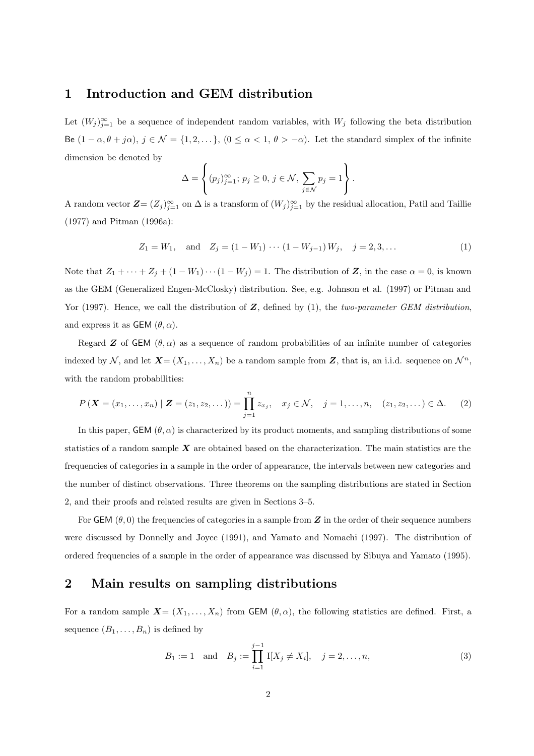## 1 Introduction and GEM distribution

Let $(W_j)_{j=1}^{\infty}$ be a sequence of independent random variables, with $W_j$ following the beta distribution $\mathsf{Be}\,(1-\alpha, \theta + j\alpha)$, $j \in \mathcal{N} = \{1, 2, \dots\}$, $(0 \le \alpha < 1,\ \theta > -\alpha)$. Let the standard simplex of the infinite dimension be denoted by

$$\Delta = \left\{ (p_j)_{j=1}^{\infty};\ p_j \ge 0,\ j \in \mathcal{N},\ \sum_{j \in \mathcal{N}} p_j = 1 \right\}.$$

A random vector $\boldsymbol{Z} = (Z_j)_{j=1}^{\infty}$ on $\Delta$ is a transform of $(W_j)_{j=1}^{\infty}$ by the residual allocation, Patil and Taillie (1977) and Pitman (1996a):

$$Z_1 = W_1, \quad \text{and} \quad Z_j = (1 - W_1) \cdots (1 - W_{j-1})\, W_j, \quad j = 2, 3, \dots \tag{1}$$

Note that $Z_1 + \cdots + Z_j + (1 - W_1) \cdots (1 - W_j) = 1$. The distribution of $\boldsymbol{Z}$, in the case $\alpha = 0$, is known as the GEM (Generalized Engen-McClosky) distribution. See, e.g. Johnson et al. (1997) or Pitman and Yor (1997). Hence, we call the distribution of $\boldsymbol{Z}$, defined by (1), the *two-parameter GEM distribution*, and express it as $\mathsf{GEM}\,(\theta, \alpha)$.

Regard $\boldsymbol{Z}$ of $\mathsf{GEM}\,(\theta, \alpha)$ as a sequence of random probabilities of an infinite number of categories indexed by $\mathcal{N}$, and let $\boldsymbol{X} = (X_1, \dots, X_n)$ be a random sample from $\boldsymbol{Z}$, that is, an i.i.d. sequence on $\mathcal{N}^n$, with the random probabilities:

$$P\left(\boldsymbol{X} = (x_1, \dots, x_n) \mid \boldsymbol{Z} = (z_1, z_2, \dots)\right) = \prod_{j=1}^{n} z_{x_j}, \quad x_j \in \mathcal{N}, \quad j = 1, \dots, n, \quad (z_1, z_2, \dots) \in \Delta. \tag{2}$$

In this paper, $\mathsf{GEM}\,(\theta, \alpha)$ is characterized by its product moments, and sampling distributions of some statistics of a random sample $\boldsymbol{X}$ are obtained based on the characterization. The main statistics are the frequencies of categories in a sample in the order of appearance, the intervals between new categories and the number of distinct observations. Three theorems on the sampling distributions are stated in Section 2, and their proofs and related results are given in Sections 3–5.

For $\mathsf{GEM}\,(\theta, 0)$ the frequencies of categories in a sample from $\boldsymbol{Z}$ in the order of their sequence numbers were discussed by Donnelly and Joyce (1991), and Yamato and Nomachi (1997). The distribution of ordered frequencies of a sample in the order of appearance was discussed by Sibuya and Yamato (1995).

## 2 Main results on sampling distributions

For a random sample $\boldsymbol{X} = (X_1, \dots, X_n)$ from $\mathsf{GEM}\,(\theta, \alpha)$, the following statistics are defined. First, a sequence $(B_1, \dots, B_n)$ is defined by

$$B_1 := 1 \quad \text{and} \quad B_j := \prod_{i=1}^{j-1} \mathrm{I}[X_j \ne X_i], \quad j = 2, \dots, n, \tag{3}$$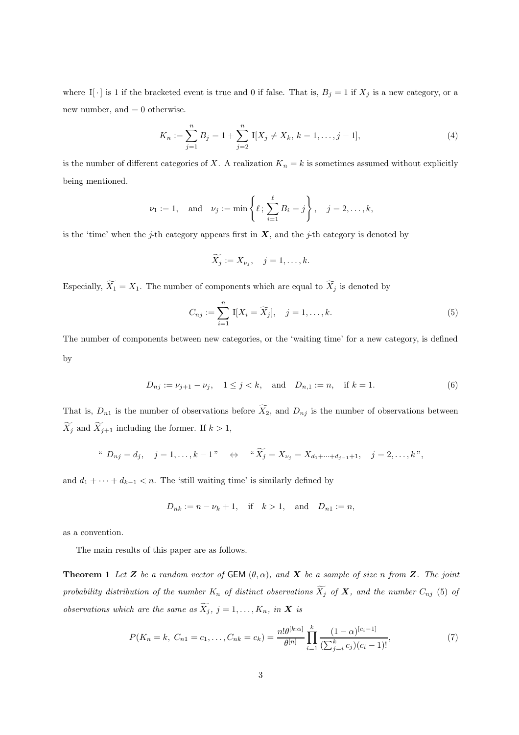where $\mathrm{I}[\,\cdot\,]$ is 1 if the bracketed event is true and 0 if false. That is, $B_j = 1$ if $X_j$ is a new category, or a new number, and $= 0$ otherwise.

$$K_n := \sum_{j=1}^{n} B_j = 1 + \sum_{j=2}^{n} \mathrm{I}[X_j \neq X_k,\ k = 1, \ldots, j-1], \tag{4}$$

is the number of different categories of $X$. A realization $K_n = k$ is sometimes assumed without explicitly being mentioned.

$$\nu_1 := 1, \quad \text{and} \quad \nu_j := \min\left\{\ell\,;\, \sum_{i=1}^{\ell} B_i = j\right\}, \quad j = 2, \ldots, k,$$

is the 'time' when the $j$-th category appears first in $\boldsymbol{X}$, and the $j$-th category is denoted by

$$\widetilde{X_j} := X_{\nu_j}, \quad j = 1, \ldots, k.$$

Especially, $\widetilde{X_1} = X_1$. The number of components which are equal to $\widetilde{X_j}$ is denoted by

$$C_{nj} := \sum_{i=1}^{n} \mathrm{I}[X_i = \widetilde{X_j}], \quad j = 1, \ldots, k. \tag{5}$$

The number of components between new categories, or the 'waiting time' for a new category, is defined by

$$D_{nj} := \nu_{j+1} - \nu_j, \quad 1 \leq j < k, \quad \text{and} \quad D_{n,1} := n, \quad \text{if } k = 1. \tag{6}$$

That is, $D_{n1}$ is the number of observations before $\widetilde{X_2}$, and $D_{nj}$ is the number of observations between $\widetilde{X_j}$ and $\widetilde{X_{j+1}}$ including the former. If $k > 1$,

$$\text{“ } D_{nj} = d_j, \quad j = 1, \ldots, k-1 \text{ ”} \quad \Leftrightarrow \quad \text{“} \widetilde{X_j} = X_{\nu_j} = X_{d_1 + \cdots + d_{j-1} + 1}, \quad j = 2, \ldots, k \text{”},$$

and $d_1 + \cdots + d_{k-1} < n$. The 'still waiting time' is similarly defined by

$$D_{nk} := n - \nu_k + 1, \quad \text{if} \quad k > 1, \quad \text{and} \quad D_{n1} := n,$$

as a convention.

The main results of this paper are as follows.

**Theorem 1** *Let $\boldsymbol{Z}$ be a random vector of* $\mathsf{GEM}$ $(\theta, \alpha)$*, and $\boldsymbol{X}$ be a sample of size $n$ from $\boldsymbol{Z}$. The joint probability distribution of the number $K_n$ of distinct observations $\widetilde{X_j}$ of $\boldsymbol{X}$, and the number $C_{nj}$ (5) of observations which are the same as $\widetilde{X_j}$, $j = 1, \ldots, K_n$, in $\boldsymbol{X}$ is*

$$P(K_n = k,\ C_{n1} = c_1, \ldots, C_{nk} = c_k) = \frac{n!\theta^{[k:\alpha]}}{\theta^{[n]}} \prod_{i=1}^{k} \frac{(1-\alpha)^{[c_i - 1]}}{(\sum_{j=i}^{k} c_j)(c_i - 1)!}, \tag{7}$$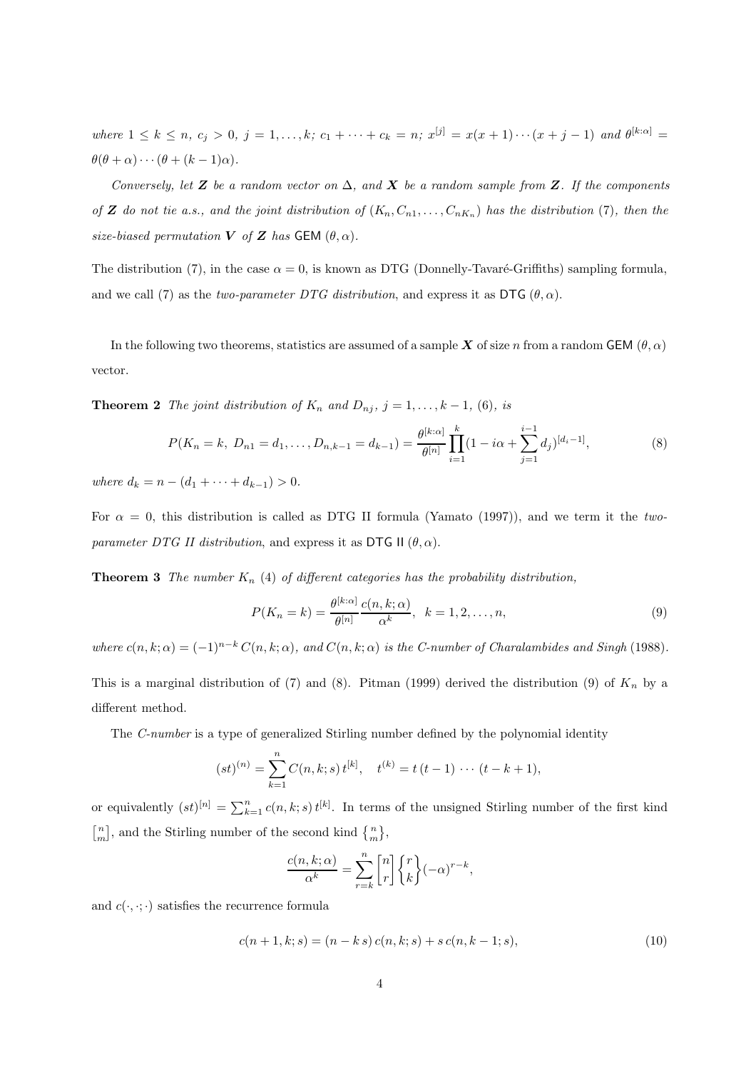*where* $1 \le k \le n$, $c_j > 0$, $j = 1, \ldots, k$; $c_1 + \cdots + c_k = n$; $x^{[j]} = x(x+1)\cdots(x+j-1)$ *and* $\theta^{[k:\alpha]} = \theta(\theta+\alpha)\cdots(\theta+(k-1)\alpha)$.

*Conversely, let* $\boldsymbol{Z}$ *be a random vector on* $\Delta$, *and* $\boldsymbol{X}$ *be a random sample from* $\boldsymbol{Z}$. *If the components of* $\boldsymbol{Z}$ *do not tie a.s., and the joint distribution of* $(K_n, C_{n1}, \ldots, C_{nK_n})$ *has the distribution* (7), *then the size-biased permutation* $\boldsymbol{V}$ *of* $\boldsymbol{Z}$ *has* $\mathsf{GEM}\ (\theta, \alpha)$.

The distribution (7), in the case $\alpha = 0$, is known as DTG (Donnelly-Tavaré-Griffiths) sampling formula, and we call (7) as the *two-parameter DTG distribution*, and express it as $\mathsf{DTG}\ (\theta, \alpha)$.

In the following two theorems, statistics are assumed of a sample $\boldsymbol{X}$ of size $n$ from a random $\mathsf{GEM}\ (\theta, \alpha)$ vector.

**Theorem 2** *The joint distribution of* $K_n$ *and* $D_{nj}$, $j = 1, \ldots, k-1$, (6), *is*

$$P(K_n = k,\ D_{n1} = d_1, \ldots, D_{n,k-1} = d_{k-1}) = \frac{\theta^{[k:\alpha]}}{\theta^{[n]}} \prod_{i=1}^{k} (1 - i\alpha + \sum_{j=1}^{i-1} d_j)^{[d_i - 1]}, \tag{8}$$

*where* $d_k = n - (d_1 + \cdots + d_{k-1}) > 0$.

For $\alpha = 0$, this distribution is called as DTG II formula (Yamato (1997)), and we term it the *two-parameter DTG II distribution*, and express it as $\mathsf{DTG\ II}\ (\theta, \alpha)$.

**Theorem 3** *The number* $K_n$ (4) *of different categories has the probability distribution,*

$$P(K_n = k) = \frac{\theta^{[k:\alpha]}}{\theta^{[n]}} \frac{c(n,k;\alpha)}{\alpha^k}, \quad k = 1, 2, \ldots, n, \tag{9}$$

*where* $c(n,k;\alpha) = (-1)^{n-k}\, C(n,k;\alpha)$, *and* $C(n,k;\alpha)$ *is the C-number of Charalambides and Singh* (1988).

This is a marginal distribution of (7) and (8). Pitman (1999) derived the distribution (9) of $K_n$ by a different method.

The *C-number* is a type of generalized Stirling number defined by the polynomial identity

$$(st)^{(n)} = \sum_{k=1}^{n} C(n,k;s)\, t^{[k]}, \quad t^{(k)} = t\,(t-1)\,\cdots\,(t-k+1),$$

or equivalently $(st)^{[n]} = \sum_{k=1}^{n} c(n,k;s)\, t^{[k]}$. In terms of the unsigned Stirling number of the first kind $\left[ {n \atop m} \right]$, and the Stirling number of the second kind $\left\{ {n \atop m} \right\}$,

$$\frac{c(n,k;\alpha)}{\alpha^k} = \sum_{r=k}^{n} \left[ {n \atop r} \right] \left\{ {r \atop k} \right\} (-\alpha)^{r-k},$$

and $c(\cdot,\cdot;\cdot)$ satisfies the recurrence formula

$$c(n+1,k;s) = (n - k\,s)\, c(n,k;s) + s\, c(n,k-1;s), \tag{10}$$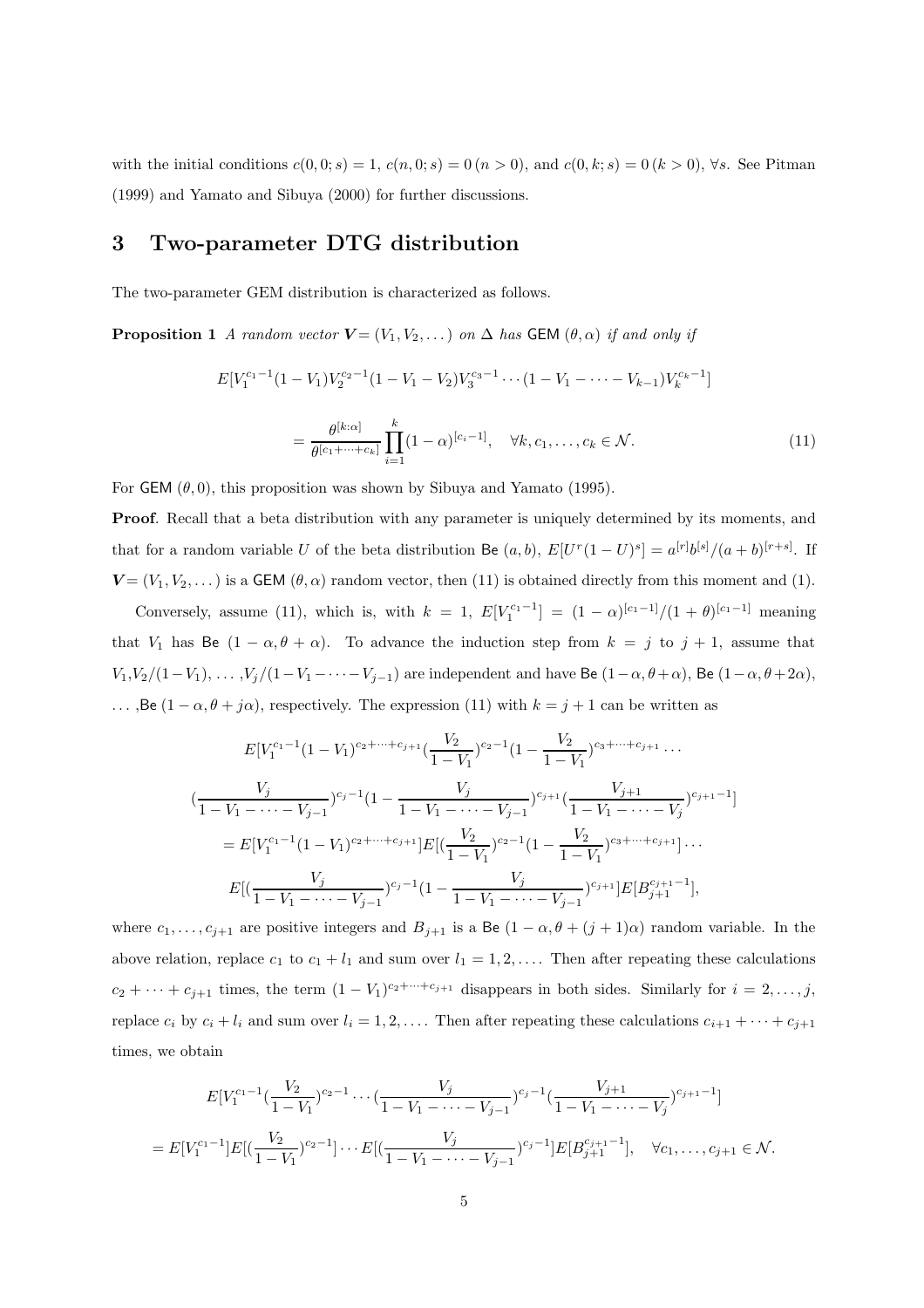with the initial conditions $c(0,0;s)=1$, $c(n,0;s)=0\,(n>0)$, and $c(0,k;s)=0\,(k>0)$, $\forall s$. See Pitman (1999) and Yamato and Sibuya (2000) for further discussions.

## 3 Two-parameter DTG distribution

The two-parameter GEM distribution is characterized as follows.

**Proposition 1** *A random vector $\boldsymbol{V}=(V_1,V_2,\dots)$ on $\Delta$ has $\mathsf{GEM}\,(\theta,\alpha)$ if and only if*

$$E[V_1^{c_1-1}(1-V_1)V_2^{c_2-1}(1-V_1-V_2)V_3^{c_3-1}\cdots(1-V_1-\cdots-V_{k-1})V_k^{c_k-1}]$$

$$=\frac{\theta^{[k:\alpha]}}{\theta^{[c_1+\cdots+c_k]}}\prod_{i=1}^{k}(1-\alpha)^{[c_i-1]},\quad \forall k,c_1,\dots,c_k\in\mathcal{N}. \tag{11}$$

For $\mathsf{GEM}\,(\theta,0)$, this proposition was shown by Sibuya and Yamato (1995).

**Proof**. Recall that a beta distribution with any parameter is uniquely determined by its moments, and that for a random variable $U$ of the beta distribution $\mathsf{Be}\,(a,b)$, $E[U^r(1-U)^s]=a^{[r]}b^{[s]}/(a+b)^{[r+s]}$. If $\boldsymbol{V}=(V_1,V_2,\dots)$ is a $\mathsf{GEM}\,(\theta,\alpha)$ random vector, then (11) is obtained directly from this moment and (1).

Conversely, assume (11), which is, with $k=1$, $E[V_1^{c_1-1}]=(1-\alpha)^{[c_1-1]}/(1+\theta)^{[c_1-1]}$ meaning that $V_1$ has $\mathsf{Be}\,(1-\alpha,\theta+\alpha)$. To advance the induction step from $k=j$ to $j+1$, assume that $V_1$, $V_2/(1-V_1)$, ... ,$V_j/(1-V_1-\cdots-V_{j-1})$ are independent and have $\mathsf{Be}\,(1-\alpha,\theta+\alpha)$, $\mathsf{Be}\,(1-\alpha,\theta+2\alpha)$, ... ,$\mathsf{Be}\,(1-\alpha,\theta+j\alpha)$, respectively. The expression (11) with $k=j+1$ can be written as

$$E[V_1^{c_1-1}(1-V_1)^{c_2+\cdots+c_{j+1}}(\frac{V_2}{1-V_1})^{c_2-1}(1-\frac{V_2}{1-V_1})^{c_3+\cdots+c_{j+1}}\cdots$$

$$(\frac{V_j}{1-V_1-\cdots-V_{j-1}})^{c_j-1}(1-\frac{V_j}{1-V_1-\cdots-V_{j-1}})^{c_{j+1}}(\frac{V_{j+1}}{1-V_1-\cdots-V_j})^{c_{j+1}-1}]$$

$$=E[V_1^{c_1-1}(1-V_1)^{c_2+\cdots+c_{j+1}}]E[(\frac{V_2}{1-V_1})^{c_2-1}(1-\frac{V_2}{1-V_1})^{c_3+\cdots+c_{j+1}}]\cdots$$

$$E[(\frac{V_j}{1-V_1-\cdots-V_{j-1}})^{c_j-1}(1-\frac{V_j}{1-V_1-\cdots-V_{j-1}})^{c_{j+1}}]E[B_{j+1}^{c_{j+1}-1}],$$

where $c_1,\dots,c_{j+1}$ are positive integers and $B_{j+1}$ is a $\mathsf{Be}\,(1-\alpha,\theta+(j+1)\alpha)$ random variable. In the above relation, replace $c_1$ to $c_1+l_1$ and sum over $l_1=1,2,\dots$. Then after repeating these calculations $c_2+\cdots+c_{j+1}$ times, the term $(1-V_1)^{c_2+\cdots+c_{j+1}}$ disappears in both sides. Similarly for $i=2,\dots,j$, replace $c_i$ by $c_i+l_i$ and sum over $l_i=1,2,\dots$. Then after repeating these calculations $c_{i+1}+\cdots+c_{j+1}$ times, we obtain

$$E[V_1^{c_1-1}(\frac{V_2}{1-V_1})^{c_2-1}\cdots(\frac{V_j}{1-V_1-\cdots-V_{j-1}})^{c_j-1}(\frac{V_{j+1}}{1-V_1-\cdots-V_j})^{c_{j+1}-1}]$$

$$=E[V_1^{c_1-1}]E[(\frac{V_2}{1-V_1})^{c_2-1}]\cdots E[(\frac{V_j}{1-V_1-\cdots-V_{j-1}})^{c_j-1}]E[B_{j+1}^{c_{j+1}-1}],\quad \forall c_1,\dots,c_{j+1}\in\mathcal{N}.$$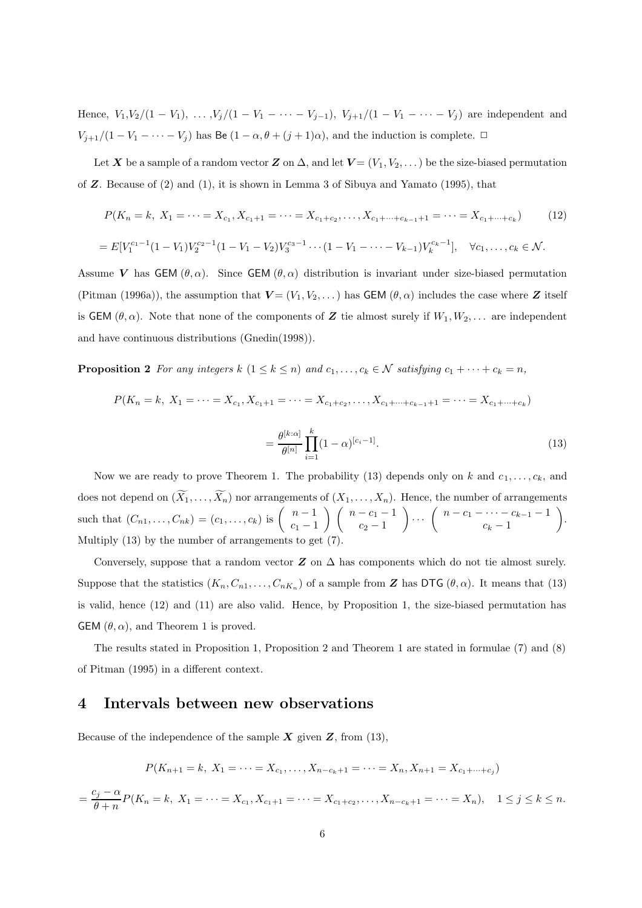Hence, $V_1, V_2/(1-V_1), \ldots, V_j/(1-V_1-\cdots-V_{j-1}), V_{j+1}/(1-V_1-\cdots-V_j)$ are independent and $V_{j+1}/(1-V_1-\cdots-V_j)$ has $\mathsf{Be}\,(1-\alpha, \theta+(j+1)\alpha)$, and the induction is complete. $\Box$

Let $\boldsymbol{X}$ be a sample of a random vector $\boldsymbol{Z}$ on $\Delta$, and let $\boldsymbol{V} = (V_1, V_2, \ldots)$ be the size-biased permutation of $\boldsymbol{Z}$. Because of (2) and (1), it is shown in Lemma 3 of Sibuya and Yamato (1995), that

$$P(K_n = k,\ X_1 = \cdots = X_{c_1}, X_{c_1+1} = \cdots = X_{c_1+c_2}, \ldots, X_{c_1+\cdots+c_{k-1}+1} = \cdots = X_{c_1+\cdots+c_k}) \tag{12}$$

$$= E[V_1^{c_1-1}(1-V_1)V_2^{c_2-1}(1-V_1-V_2)V_3^{c_3-1}\cdots(1-V_1-\cdots-V_{k-1})V_k^{c_k-1}], \quad \forall c_1, \ldots, c_k \in \mathcal{N}.$$

Assume $\boldsymbol{V}$ has $\mathsf{GEM}\,(\theta,\alpha)$. Since $\mathsf{GEM}\,(\theta,\alpha)$ distribution is invariant under size-biased permutation (Pitman (1996a)), the assumption that $\boldsymbol{V} = (V_1, V_2, \ldots)$ has $\mathsf{GEM}\,(\theta,\alpha)$ includes the case where $\boldsymbol{Z}$ itself is $\mathsf{GEM}\,(\theta,\alpha)$. Note that none of the components of $\boldsymbol{Z}$ tie almost surely if $W_1, W_2, \ldots$ are independent and have continuous distributions (Gnedin(1998)).

**Proposition 2** *For any integers $k$ $(1 \le k \le n)$ and $c_1, \ldots, c_k \in \mathcal{N}$ satisfying $c_1 + \cdots + c_k = n$,*

$$P(K_n = k,\ X_1 = \cdots = X_{c_1}, X_{c_1+1} = \cdots = X_{c_1+c_2}, \ldots, X_{c_1+\cdots+c_{k-1}+1} = \cdots = X_{c_1+\cdots+c_k})$$

$$= \frac{\theta^{[k:\alpha]}}{\theta^{[n]}} \prod_{i=1}^{k} (1-\alpha)^{[c_i-1]}. \tag{13}$$

Now we are ready to prove Theorem 1. The probability (13) depends only on $k$ and $c_1, \ldots, c_k$, and does not depend on $(\widetilde{X}_1, \ldots, \widetilde{X}_n)$ nor arrangements of $(X_1, \ldots, X_n)$. Hence, the number of arrangements such that $(C_{n1}, \ldots, C_{nk}) = (c_1, \ldots, c_k)$ is $\binom{n-1}{c_1-1}\binom{n-c_1-1}{c_2-1}\cdots\binom{n-c_1-\cdots-c_{k-1}-1}{c_k-1}$. Multiply (13) by the number of arrangements to get (7).

Conversely, suppose that a random vector $\boldsymbol{Z}$ on $\Delta$ has components which do not tie almost surely. Suppose that the statistics $(K_n, C_{n1}, \ldots, C_{nK_n})$ of a sample from $\boldsymbol{Z}$ has $\mathsf{DTG}\,(\theta,\alpha)$. It means that (13) is valid, hence (12) and (11) are also valid. Hence, by Proposition 1, the size-biased permutation has $\mathsf{GEM}\,(\theta,\alpha)$, and Theorem 1 is proved.

The results stated in Proposition 1, Proposition 2 and Theorem 1 are stated in formulae (7) and (8) of Pitman (1995) in a different context.

## 4 Intervals between new observations

Because of the independence of the sample $\boldsymbol{X}$ given $\boldsymbol{Z}$, from (13),

$$P(K_{n+1} = k,\ X_1 = \cdots = X_{c_1}, \ldots, X_{n-c_k+1} = \cdots = X_n, X_{n+1} = X_{c_1+\cdots+c_j})$$

$$= \frac{c_j - \alpha}{\theta + n} P(K_n = k,\ X_1 = \cdots = X_{c_1}, X_{c_1+1} = \cdots = X_{c_1+c_2}, \ldots, X_{n-c_k+1} = \cdots = X_n), \quad 1 \le j \le k \le n.$$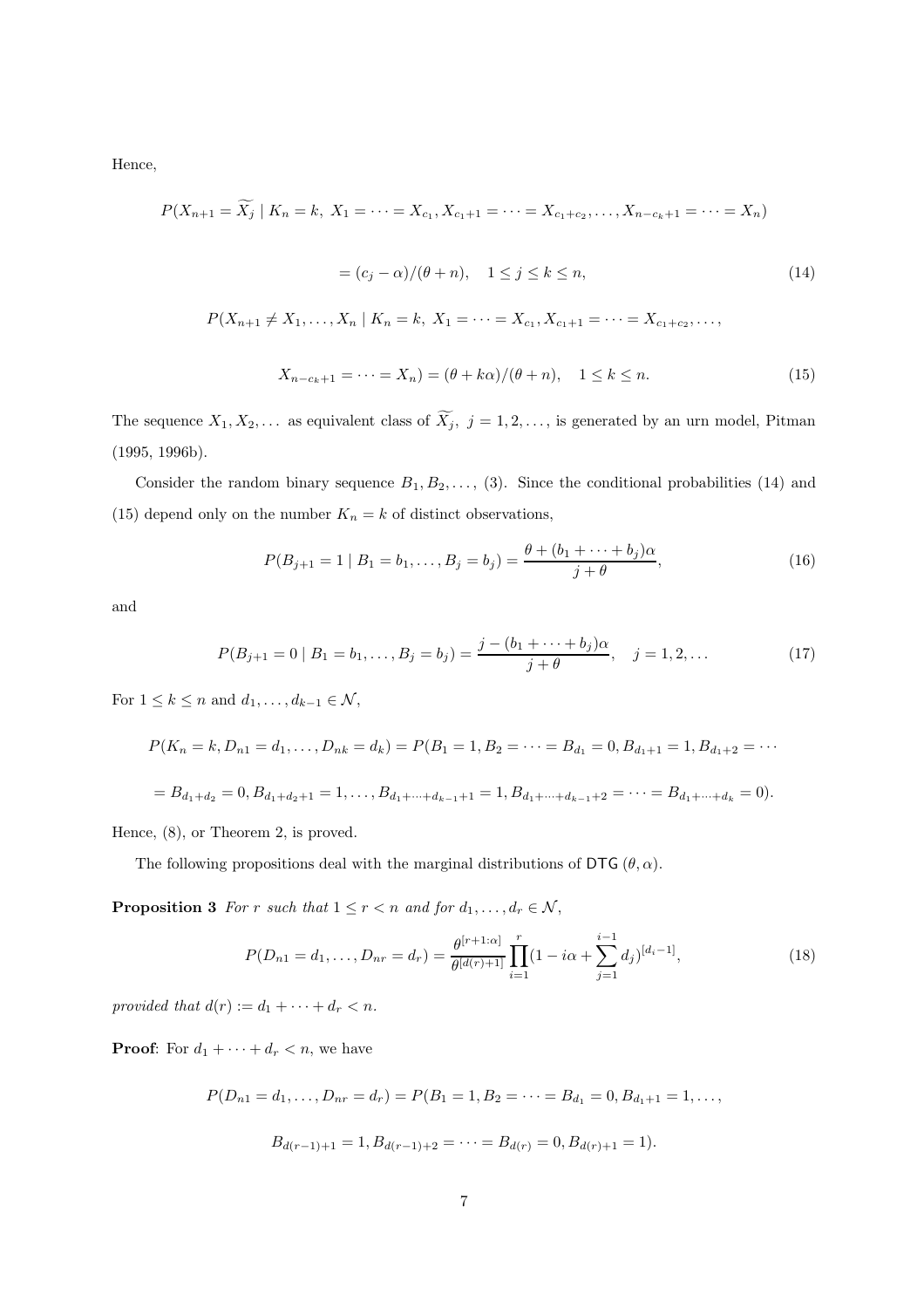Hence,

$$P(X_{n+1} = \widetilde{X_j} \mid K_n = k,\ X_1 = \cdots = X_{c_1}, X_{c_1+1} = \cdots = X_{c_1+c_2}, \ldots, X_{n-c_k+1} = \cdots = X_n)$$

$$= (c_j - \alpha)/(\theta + n), \quad 1 \le j \le k \le n, \tag{14}$$

$$P(X_{n+1} \neq X_1, \ldots, X_n \mid K_n = k,\ X_1 = \cdots = X_{c_1}, X_{c_1+1} = \cdots = X_{c_1+c_2}, \ldots,$$

$$X_{n-c_k+1} = \cdots = X_n) = (\theta + k\alpha)/(\theta + n), \quad 1 \le k \le n. \tag{15}$$

The sequence $X_1, X_2, \ldots$ as equivalent class of $\widetilde{X}_j,\ j = 1, 2, \ldots$, is generated by an urn model, Pitman (1995, 1996b).

Consider the random binary sequence $B_1, B_2, \ldots$, (3). Since the conditional probabilities (14) and (15) depend only on the number $K_n = k$ of distinct observations,

$$P(B_{j+1} = 1 \mid B_1 = b_1, \ldots, B_j = b_j) = \frac{\theta + (b_1 + \cdots + b_j)\alpha}{j + \theta}, \tag{16}$$

and

$$P(B_{j+1} = 0 \mid B_1 = b_1, \ldots, B_j = b_j) = \frac{j - (b_1 + \cdots + b_j)\alpha}{j + \theta}, \quad j = 1, 2, \ldots \tag{17}$$

For $1 \le k \le n$ and $d_1, \ldots, d_{k-1} \in \mathcal{N}$,

$$P(K_n = k, D_{n1} = d_1, \ldots, D_{nk} = d_k) = P(B_1 = 1, B_2 = \cdots = B_{d_1} = 0, B_{d_1+1} = 1, B_{d_1+2} = \cdots$$

$$= B_{d_1+d_2} = 0, B_{d_1+d_2+1} = 1, \ldots, B_{d_1+\cdots+d_{k-1}+1} = 1, B_{d_1+\cdots+d_{k-1}+2} = \cdots = B_{d_1+\cdots+d_k} = 0).$$

Hence, (8), or Theorem 2, is proved.

The following propositions deal with the marginal distributions of $\mathsf{DTG}\,(\theta, \alpha)$.

**Proposition 3** *For $r$ such that $1 \le r < n$ and for $d_1, \ldots, d_r \in \mathcal{N}$,*

$$P(D_{n1} = d_1, \ldots, D_{nr} = d_r) = \frac{\theta^{[r+1:\alpha]}}{\theta^{[d(r)+1]}} \prod_{i=1}^{r} (1 - i\alpha + \sum_{j=1}^{i-1} d_j)^{[d_i - 1]}, \tag{18}$$

*provided that $d(r) := d_1 + \cdots + d_r < n$.*

**Proof**: For $d_1 + \cdots + d_r < n$, we have

$$P(D_{n1} = d_1, \ldots, D_{nr} = d_r) = P(B_1 = 1, B_2 = \cdots = B_{d_1} = 0, B_{d_1+1} = 1, \ldots,$$

$$B_{d(r-1)+1} = 1, B_{d(r-1)+2} = \cdots = B_{d(r)} = 0, B_{d(r)+1} = 1).$$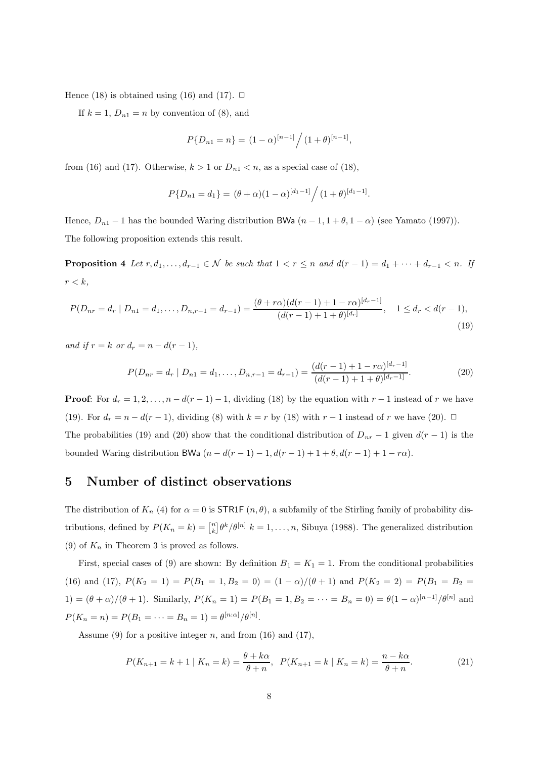Hence (18) is obtained using (16) and (17). $\Box$

If $k = 1$, $D_{n1} = n$ by convention of (8), and

$$P\{D_{n1} = n\} = (1-\alpha)^{[n-1]} \Big/ (1+\theta)^{[n-1]},$$

from (16) and (17). Otherwise, $k > 1$ or $D_{n1} < n$, as a special case of (18),

$$P\{D_{n1} = d_1\} = (\theta+\alpha)(1-\alpha)^{[d_1-1]} \Big/ (1+\theta)^{[d_1-1]}.$$

Hence, $D_{n1} - 1$ has the bounded Waring distribution BWa $(n-1, 1+\theta, 1-\alpha)$ (see Yamato (1997)). The following proposition extends this result.

**Proposition 4** *Let $r, d_1, \ldots, d_{r-1} \in \mathcal{N}$ be such that $1 < r \leq n$ and $d(r-1) = d_1 + \cdots + d_{r-1} < n$. If $r < k$,*

$$P(D_{nr} = d_r \mid D_{n1} = d_1, \ldots, D_{n,r-1} = d_{r-1}) = \frac{(\theta + r\alpha)(d(r-1) + 1 - r\alpha)^{[d_r - 1]}}{(d(r-1) + 1 + \theta)^{[d_r]}}, \quad 1 \leq d_r < d(r-1), \tag{19}$$

*and if $r = k$ or $d_r = n - d(r-1)$,*

$$P(D_{nr} = d_r \mid D_{n1} = d_1, \ldots, D_{n,r-1} = d_{r-1}) = \frac{(d(r-1) + 1 - r\alpha)^{[d_r - 1]}}{(d(r-1) + 1 + \theta)^{[d_r - 1]}}. \tag{20}$$

**Proof**: For $d_r = 1, 2, \ldots, n - d(r-1) - 1$, dividing (18) by the equation with $r-1$ instead of $r$ we have (19). For $d_r = n - d(r-1)$, dividing (8) with $k = r$ by (18) with $r-1$ instead of $r$ we have (20). $\Box$

The probabilities (19) and (20) show that the conditional distribution of $D_{nr} - 1$ given $d(r-1)$ is the bounded Waring distribution BWa $(n - d(r-1) - 1, d(r-1) + 1 + \theta, d(r-1) + 1 - r\alpha)$.

## 5 Number of distinct observations

The distribution of $K_n$ (4) for $\alpha = 0$ is STR1F $(n, \theta)$, a subfamily of the Stirling family of probability distributions, defined by $P(K_n = k) = \left[{n \atop k}\right] \theta^k / \theta^{[n]}$ $k = 1, \ldots, n$, Sibuya (1988). The generalized distribution (9) of $K_n$ in Theorem 3 is proved as follows.

First, special cases of (9) are shown: By definition $B_1 = K_1 = 1$. From the conditional probabilities (16) and (17), $P(K_2 = 1) = P(B_1 = 1, B_2 = 0) = (1-\alpha)/(\theta+1)$ and $P(K_2 = 2) = P(B_1 = B_2 = 1) = (\theta+\alpha)/(\theta+1)$. Similarly, $P(K_n = 1) = P(B_1 = 1, B_2 = \cdots = B_n = 0) = \theta(1-\alpha)^{[n-1]}/\theta^{[n]}$ and $P(K_n = n) = P(B_1 = \cdots = B_n = 1) = \theta^{[n:\alpha]}/\theta^{[n]}$.

Assume (9) for a positive integer $n$, and from (16) and (17),

$$P(K_{n+1} = k+1 \mid K_n = k) = \frac{\theta + k\alpha}{\theta + n}, \quad P(K_{n+1} = k \mid K_n = k) = \frac{n - k\alpha}{\theta + n}. \tag{21}$$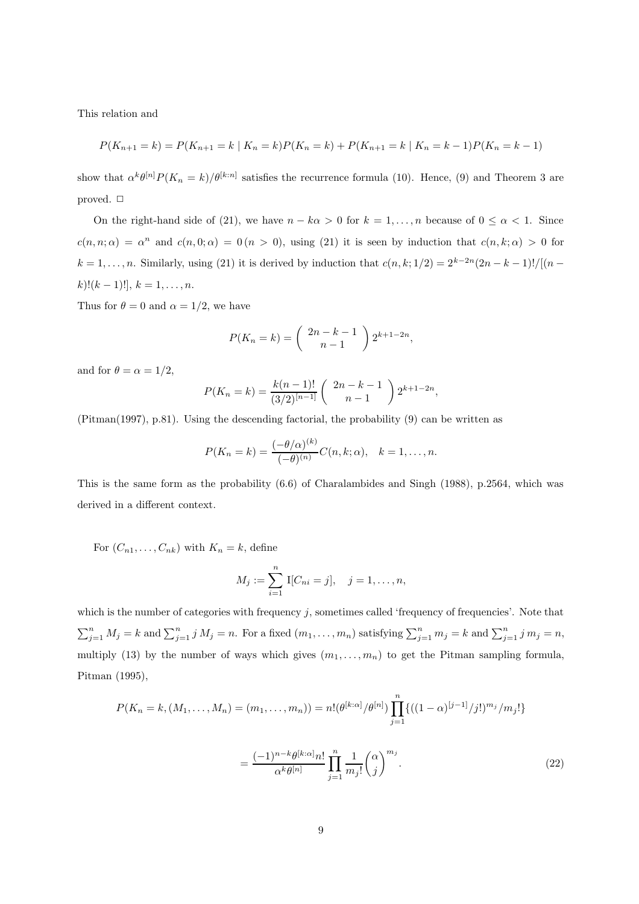This relation and

$$P(K_{n+1} = k) = P(K_{n+1} = k \mid K_n = k) P(K_n = k) + P(K_{n+1} = k \mid K_n = k-1) P(K_n = k-1)$$

show that $\alpha^k \theta^{[n]} P(K_n = k)/\theta^{[k:n]}$ satisfies the recurrence formula (10). Hence, (9) and Theorem 3 are proved. □

On the right-hand side of (21), we have $n - k\alpha > 0$ for $k = 1, \ldots, n$ because of $0 \le \alpha < 1$. Since $c(n, n; \alpha) = \alpha^n$ and $c(n, 0; \alpha) = 0\,(n > 0)$, using (21) it is seen by induction that $c(n, k; \alpha) > 0$ for $k = 1, \ldots, n$. Similarly, using (21) it is derived by induction that $c(n, k; 1/2) = 2^{k-2n}(2n-k-1)!/[(n-k)!(k-1)!]$, $k = 1, \ldots, n$.

Thus for $\theta = 0$ and $\alpha = 1/2$, we have

$$P(K_n = k) = \binom{2n-k-1}{n-1} 2^{k+1-2n},$$

and for $\theta = \alpha = 1/2$,

$$P(K_n = k) = \frac{k(n-1)!}{(3/2)^{[n-1]}} \binom{2n-k-1}{n-1} 2^{k+1-2n},$$

(Pitman(1997), p.81). Using the descending factorial, the probability (9) can be written as

$$P(K_n = k) = \frac{(-\theta/\alpha)^{(k)}}{(-\theta)^{(n)}} C(n, k; \alpha), \quad k = 1, \ldots, n.$$

This is the same form as the probability (6.6) of Charalambides and Singh (1988), p.2564, which was derived in a different context.

For $(C_{n1}, \ldots, C_{nk})$ with $K_n = k$, define

$$M_j := \sum_{i=1}^{n} \mathrm{I}[C_{ni} = j], \quad j = 1, \ldots, n,$$

which is the number of categories with frequency $j$, sometimes called 'frequency of frequencies'. Note that $\sum_{j=1}^n M_j = k$ and $\sum_{j=1}^n j\, M_j = n$. For a fixed $(m_1, \ldots, m_n)$ satisfying $\sum_{j=1}^n m_j = k$ and $\sum_{j=1}^n j\, m_j = n$, multiply (13) by the number of ways which gives $(m_1, \ldots, m_n)$ to get the Pitman sampling formula, Pitman (1995),

$$\begin{aligned} P(K_n = k, (M_1, \ldots, M_n) = (m_1, \ldots, m_n)) &= n!(\theta^{[k:\alpha]}/\theta^{[n]}) \prod_{j=1}^{n} \{((1-\alpha)^{[j-1]}/j!)^{m_j}/m_j!\} \\ &= \frac{(-1)^{n-k}\theta^{[k:\alpha]} n!}{\alpha^k \theta^{[n]}} \prod_{j=1}^{n} \frac{1}{m_j!} \binom{\alpha}{j}^{m_j}. \end{aligned} \tag{22}$$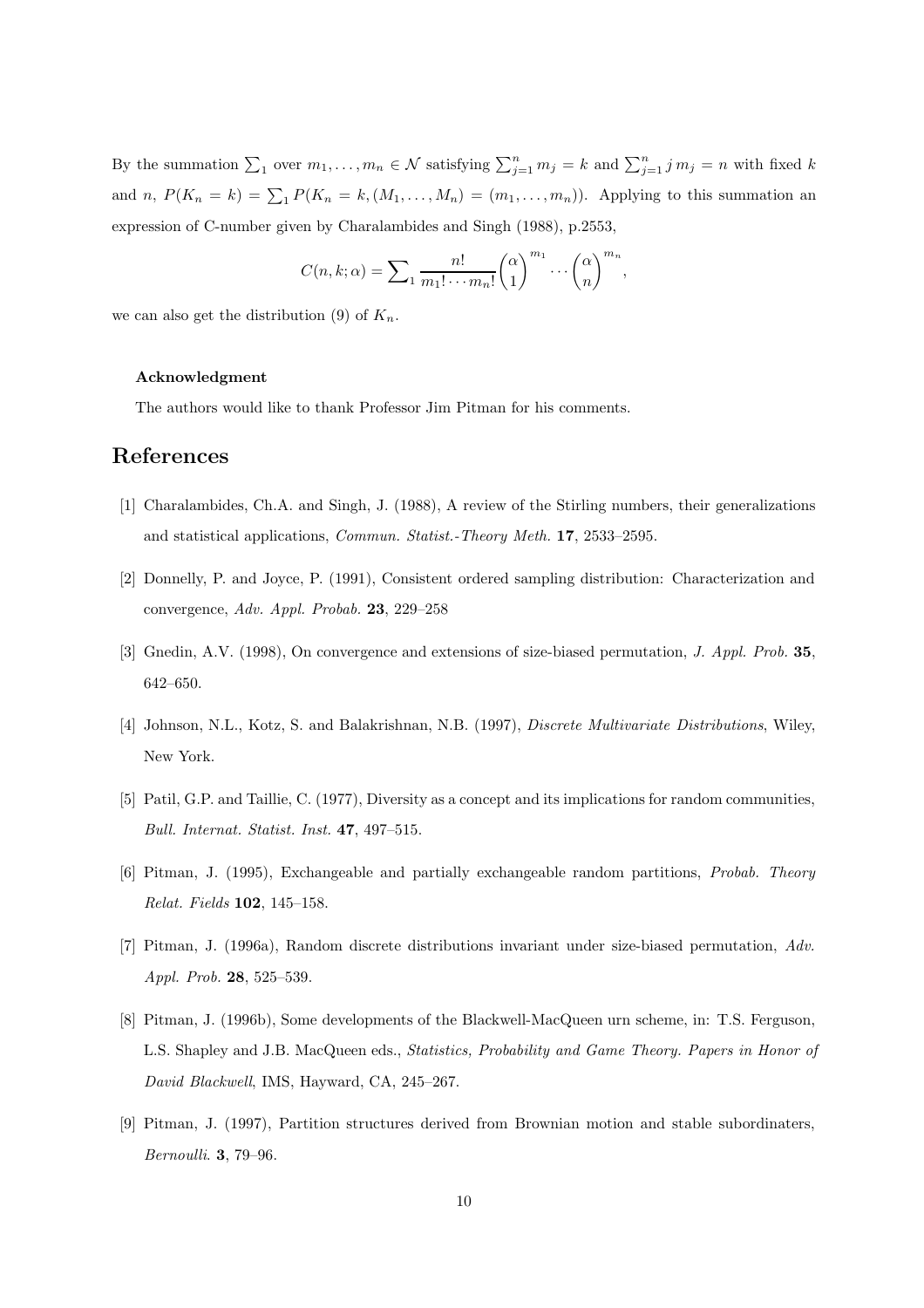By the summation $\sum_1$ over $m_1, \ldots, m_n \in \mathcal{N}$ satisfying $\sum_{j=1}^n m_j = k$ and $\sum_{j=1}^n j\, m_j = n$ with fixed $k$ and $n$, $P(K_n = k) = \sum_1 P(K_n = k, (M_1, \ldots, M_n) = (m_1, \ldots, m_n))$. Applying to this summation an expression of C-number given by Charalambides and Singh (1988), p.2553,

$$C(n, k; \alpha) = \sum\nolimits_1 \frac{n!}{m_1! \cdots m_n!} \binom{\alpha}{1}^{m_1} \cdots \binom{\alpha}{n}^{m_n},$$

we can also get the distribution (9) of $K_n$.

### Acknowledgment

The authors would like to thank Professor Jim Pitman for his comments.

## References

[1] Charalambides, Ch.A. and Singh, J. (1988), A review of the Stirling numbers, their generalizations and statistical applications, *Commun. Statist.-Theory Meth.* **17**, 2533–2595.

[2] Donnelly, P. and Joyce, P. (1991), Consistent ordered sampling distribution: Characterization and convergence, *Adv. Appl. Probab.* **23**, 229–258

[3] Gnedin, A.V. (1998), On convergence and extensions of size-biased permutation, *J. Appl. Prob.* **35**, 642–650.

[4] Johnson, N.L., Kotz, S. and Balakrishnan, N.B. (1997), *Discrete Multivariate Distributions*, Wiley, New York.

[5] Patil, G.P. and Taillie, C. (1977), Diversity as a concept and its implications for random communities, *Bull. Internat. Statist. Inst.* **47**, 497–515.

[6] Pitman, J. (1995), Exchangeable and partially exchangeable random partitions, *Probab. Theory Relat. Fields* **102**, 145–158.

[7] Pitman, J. (1996a), Random discrete distributions invariant under size-biased permutation, *Adv. Appl. Prob.* **28**, 525–539.

[8] Pitman, J. (1996b), Some developments of the Blackwell-MacQueen urn scheme, in: T.S. Ferguson, L.S. Shapley and J.B. MacQueen eds., *Statistics, Probability and Game Theory. Papers in Honor of David Blackwell*, IMS, Hayward, CA, 245–267.

[9] Pitman, J. (1997), Partition structures derived from Brownian motion and stable subordinaters, *Bernoulli*. **3**, 79–96.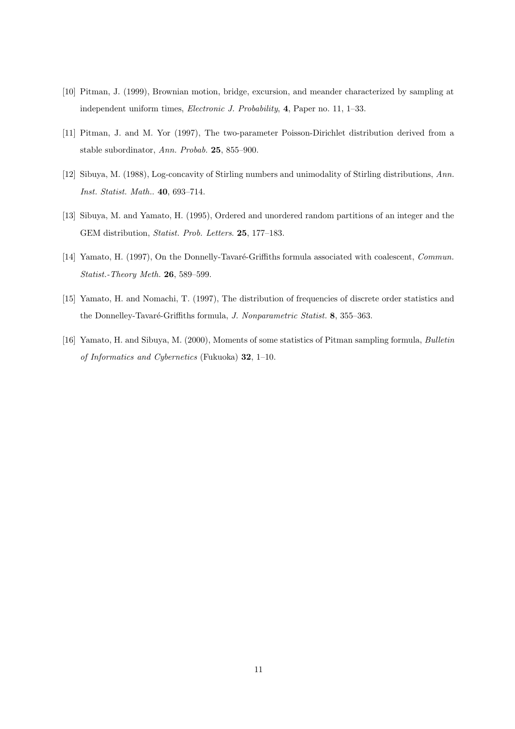[10] Pitman, J. (1999), Brownian motion, bridge, excursion, and meander characterized by sampling at independent uniform times, *Electronic J. Probability*, **4**, Paper no. 11, 1–33.

[11] Pitman, J. and M. Yor (1997), The two-parameter Poisson-Dirichlet distribution derived from a stable subordinator, *Ann. Probab.* **25**, 855–900.

[12] Sibuya, M. (1988), Log-concavity of Stirling numbers and unimodality of Stirling distributions, *Ann. Inst. Statist. Math.*. **40**, 693–714.

[13] Sibuya, M. and Yamato, H. (1995), Ordered and unordered random partitions of an integer and the GEM distribution, *Statist. Prob. Letters.* **25**, 177–183.

[14] Yamato, H. (1997), On the Donnelly-Tavaré-Griffiths formula associated with coalescent, *Commun. Statist.-Theory Meth.* **26**, 589–599.

[15] Yamato, H. and Nomachi, T. (1997), The distribution of frequencies of discrete order statistics and the Donnelley-Tavaré-Griffiths formula, *J. Nonparametric Statist.* **8**, 355–363.

[16] Yamato, H. and Sibuya, M. (2000), Moments of some statistics of Pitman sampling formula, *Bulletin of Informatics and Cybernetics* (Fukuoka) **32**, 1–10.